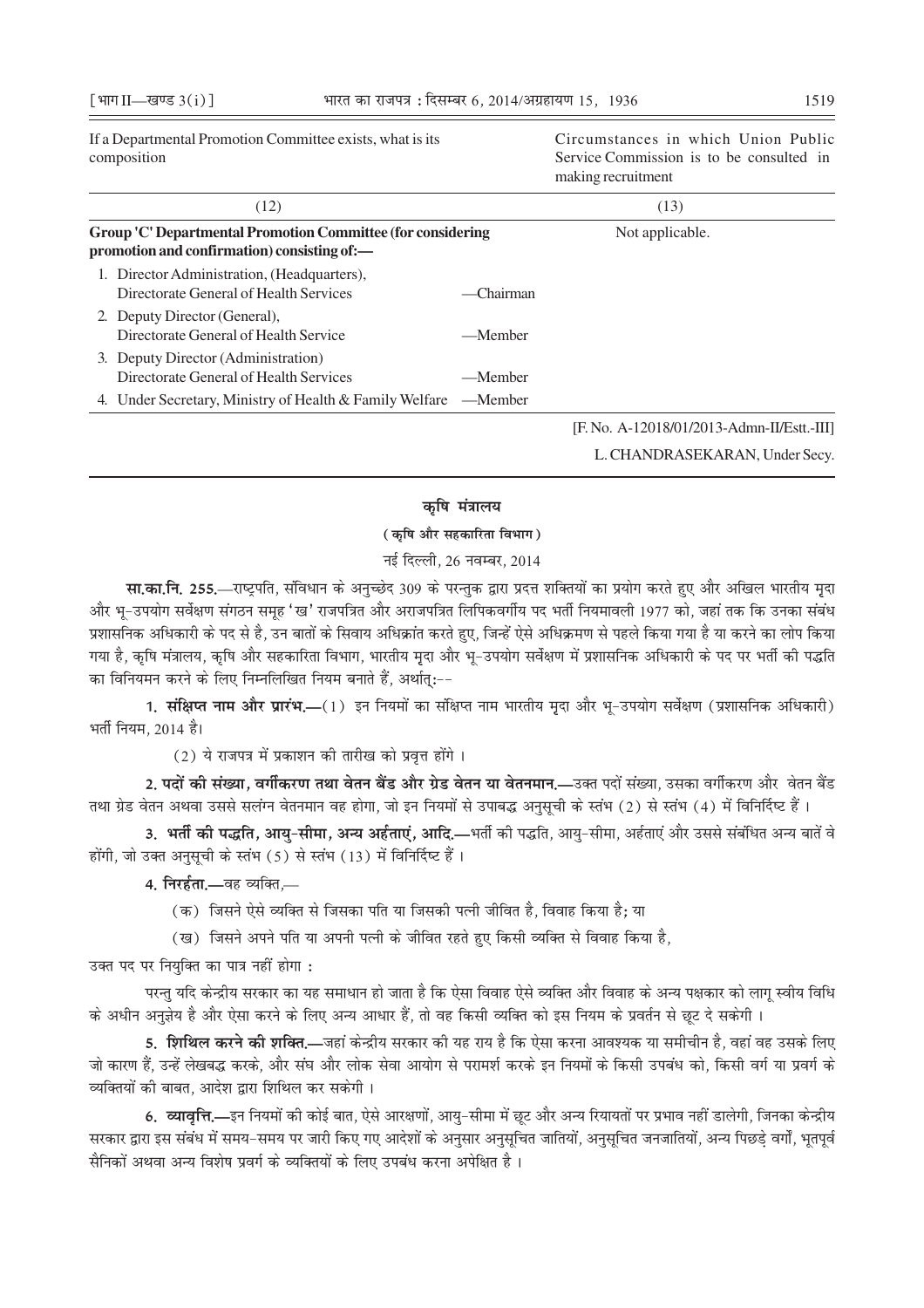| If a Departmental Promotion Committee exists, what is its composition | | Circumstances in which Union Public Service Commission is to be consulted in making recruitment |
|---|---|---|
| (12) | | (13) |
| **Group 'C' Departmental Promotion Committee (for considering promotion and confirmation) consisting of:—** | | Not applicable. |
| 1. Director Administration, (Headquarters), Directorate General of Health Services | —Chairman | |
| 2. Deputy Director (General), Directorate General of Health Service | —Member | |
| 3. Deputy Director (Administration) Directorate General of Health Services | —Member | |
| 4. Under Secretary, Ministry of Health & Family Welfare | —Member | |

[F. No. A-12018/01/2013-Admn-II/Estt.-III]

L. CHANDRASEKARAN, Under Secy.

## कृषि मंत्रालय

### (कृषि और सहकारिता विभाग)

नई दिल्ली, 26 नवम्बर, 2014

**सा.का.नि. 255.**—राष्ट्रपति, संविधान के अनुच्छेद 309 के परन्तुक द्वारा प्रदत्त शक्तियों का प्रयोग करते हुए और अखिल भारतीय मृदा और भू-उपयोग सर्वेक्षण संगठन समूह 'ख' राजपत्रित और अराजपत्रित लिपिकवर्गीय पद भर्ती नियमावली 1977 को, जहां तक कि उनका संबंध प्रशासनिक अधिकारी के पद से है, उन बातों के सिवाय अधिक्रांत करते हुए, जिन्हें ऐसे अधिक्रमण से पहले किया गया है या करने का लोप किया गया है, कृषि मंत्रालय, कृषि और सहकारिता विभाग, भारतीय मृदा और भू-उपयोग सर्वेक्षण में प्रशासनिक अधिकारी के पद पर भर्ती की पद्धति का विनियमन करने के लिए निम्नलिखित नियम बनाते हैं, अर्थात्:--

**1. संक्षिप्त नाम और प्रारंभ.—**(1) इन नियमों का संक्षिप्त नाम भारतीय मृदा और भू-उपयोग सर्वेक्षण (प्रशासनिक अधिकारी) भर्ती नियम, 2014 है।

(2) ये राजपत्र में प्रकाशन की तारीख को प्रवृत्त होंगे ।

**2. पदों की संख्या, वर्गीकरण तथा वेतन बैंड और ग्रेड वेतन या वेतनमान.—**उक्त पदों संख्या, उसका वर्गीकरण और वेतन बैंड तथा ग्रेड वेतन अथवा उससे सलंग्न वेतनमान वह होगा, जो इन नियमों से उपाबद्ध अनुसूची के स्तंभ (2) से स्तंभ (4) में विनिर्दिष्ट हैं ।

**3. भर्ती की पद्धति, आयु-सीमा, अन्य अर्हताएं, आदि.—**भर्ती की पद्धति, आयु-सीमा, अर्हताएं और उससे संबंधित अन्य बातें वे होंगी, जो उक्त अनुसूची के स्तंभ (5) से स्तंभ (13) में विनिर्दिष्ट हैं ।

**4. निरर्हता.—**वह व्यक्ति,—

(क) जिसने ऐसे व्यक्ति से जिसका पति या जिसकी पत्नी जीवित है, विवाह किया है; या

(ख) जिसने अपने पति या अपनी पत्नी के जीवित रहते हुए किसी व्यक्ति से विवाह किया है,

उक्त पद पर नियुक्ति का पात्र नहीं होगा :

परन्तु यदि केन्द्रीय सरकार का यह समाधान हो जाता है कि ऐसा विवाह ऐसे व्यक्ति और विवाह के अन्य पक्षकार को लागू स्वीय विधि के अधीन अनुज्ञेय है और ऐसा करने के लिए अन्य आधार हैं, तो वह किसी व्यक्ति को इस नियम के प्रवर्तन से छूट दे सकेगी ।

**5. शिथिल करने की शक्ति.—**जहां केन्द्रीय सरकार की यह राय है कि ऐसा करना आवश्यक या समीचीन है, वहां वह उसके लिए जो कारण हैं, उन्हें लेखबद्ध करके, और संघ और लोक सेवा आयोग से परामर्श करके इन नियमों के किसी उपबंध को, किसी वर्ग या प्रवर्ग के व्यक्तियों की बाबत, आदेश द्वारा शिथिल कर सकेगी ।

**6. व्यावृत्ति.—**इन नियमों की कोई बात, ऐसे आरक्षणों, आयु-सीमा में छूट और अन्य रियायतों पर प्रभाव नहीं डालेगी, जिनका केन्द्रीय सरकार द्वारा इस संबंध में समय-समय पर जारी किए गए आदेशों के अनुसार अनुसूचित जातियों, अनुसूचित जनजातियों, अन्य पिछड़े वर्गों, भूतपूर्व सैनिकों अथवा अन्य विशेष प्रवर्ग के व्यक्तियों के लिए उपबंध करना अपेक्षित है ।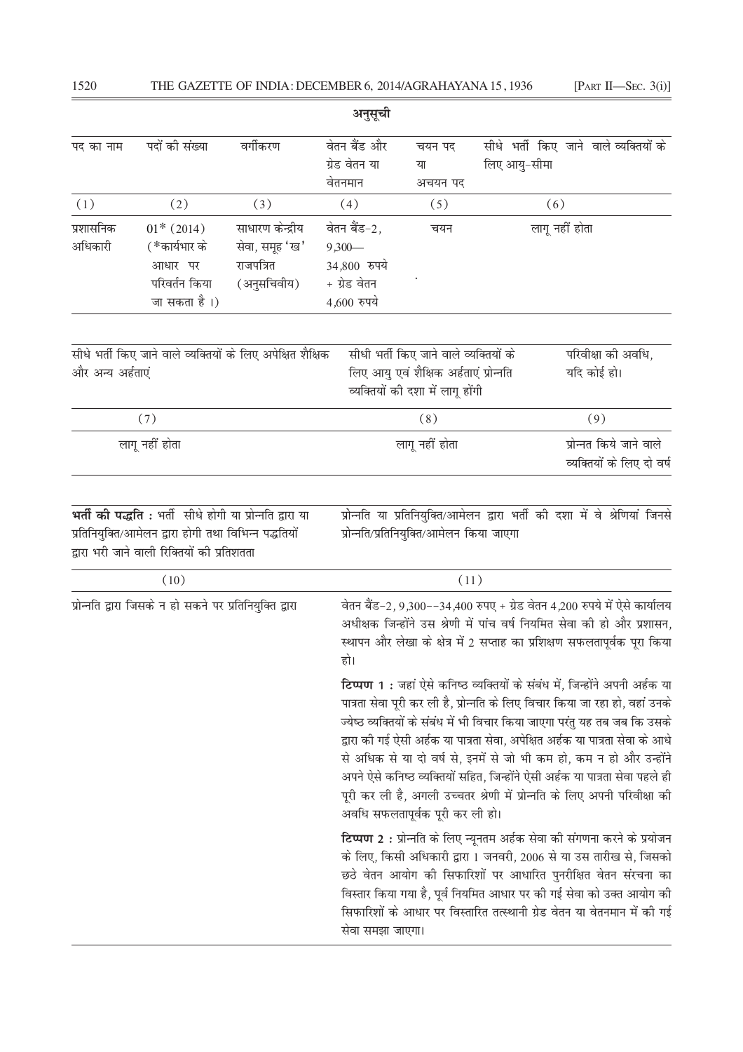## अनुसूची

| पद का नाम | पदों की संख्या | वर्गीकरण | वेतन बैंड और ग्रेड वेतन या वेतनमान | चयन पद या अचयन पद | सीधे भर्ती किए जाने वाले व्यक्तियों के लिए आयु-सीमा |
|---|---|---|---|---|---|
| (1) | (2) | (3) | (4) | (5) | (6) |
| प्रशासनिक अधिकारी | 01* (2014) (*कार्यभार के आधार पर परिवर्तन किया जा सकता है ।) | साधारण केन्द्रीय सेवा, समूह 'ख' राजपत्रित (अनुसचिवीय) | वेतन बैंड-2, 9,300— 34,800 रुपये + ग्रेड वेतन 4,600 रुपये | चयन | लागू नहीं होता |

| सीधे भर्ती किए जाने वाले व्यक्तियों के लिए अपेक्षित शैक्षिक और अन्य अर्हताएं | सीधी भर्ती किए जाने वाले व्यक्तियों के लिए आयु एवं शैक्षिक अर्हताएं प्रोन्नति व्यक्तियों की दशा में लागू होंगी | परिवीक्षा की अवधि, यदि कोई हो। |
|---|---|---|
| (7) | (8) | (9) |
| लागू नहीं होता | लागू नहीं होता | प्रोन्नत किये जाने वाले व्यक्तियों के लिए दो वर्ष |

| **भर्ती की पद्धति :** भर्ती सीधे होगी या प्रोन्नति द्वारा या प्रतिनियुक्ति/आमेलन द्वारा होगी तथा विभिन्न पद्धतियों द्वारा भरी जाने वाली रिक्तियों की प्रतिशतता | प्रोन्नति या प्रतिनियुक्ति/आमेलन द्वारा भर्ती की दशा में वे श्रेणियां जिनसे प्रोन्नति/प्रतिनियुक्ति/आमेलन किया जाएगा |
|---|---|
| (10) | (11) |
| प्रोन्नति द्वारा जिसके न हो सकने पर प्रतिनियुक्ति द्वारा | वेतन बैंड-2, 9,300--34,400 रुपए + ग्रेड वेतन 4,200 रुपये में ऐसे कार्यालय अधीक्षक जिन्होंने उस श्रेणी में पांच वर्ष नियमित सेवा की हो और प्रशासन, स्थापन और लेखा के क्षेत्र में 2 सप्ताह का प्रशिक्षण सफलतापूर्वक पूरा किया हो।<br><br>**टिप्पण 1 :** जहां ऐसे कनिष्ठ व्यक्तियों के संबंध में, जिन्होंने अपनी अर्हक या पात्रता सेवा पूरी कर ली है, प्रोन्नति के लिए विचार किया जा रहा हो, वहां उनके ज्येष्ठ व्यक्तियों के संबंध में भी विचार किया जाएगा परंतु यह तब जब कि उसके द्वारा की गई ऐसी अर्हक या पात्रता सेवा, अपेक्षित अर्हक या पात्रता सेवा के आधे से अधिक से या दो वर्ष से, इनमें से जो भी कम हो, कम न हो और उन्होंने अपने ऐसे कनिष्ठ व्यक्तियों सहित, जिन्होंने ऐसी अर्हक या पात्रता सेवा पहले ही पूरी कर ली है, अगली उच्चतर श्रेणी में प्रोन्नति के लिए अपनी परिवीक्षा की अवधि सफलतापूर्वक पूरी कर ली हो।<br><br>**टिप्पण 2 :** प्रोन्नति के लिए न्यूनतम अर्हक सेवा की संगणना करने के प्रयोजन के लिए, किसी अधिकारी द्वारा 1 जनवरी, 2006 से या उस तारीख से, जिसको छठे वेतन आयोग की सिफारिशों पर आधारित पुनरीक्षित वेतन संरचना का विस्तार किया गया है, पूर्व नियमित आधार पर की गई सेवा को उक्त आयोग की सिफारिशों के आधार पर विस्तारित तत्स्थानी ग्रेड वेतन या वेतनमान में की गई सेवा समझा जाएगा। |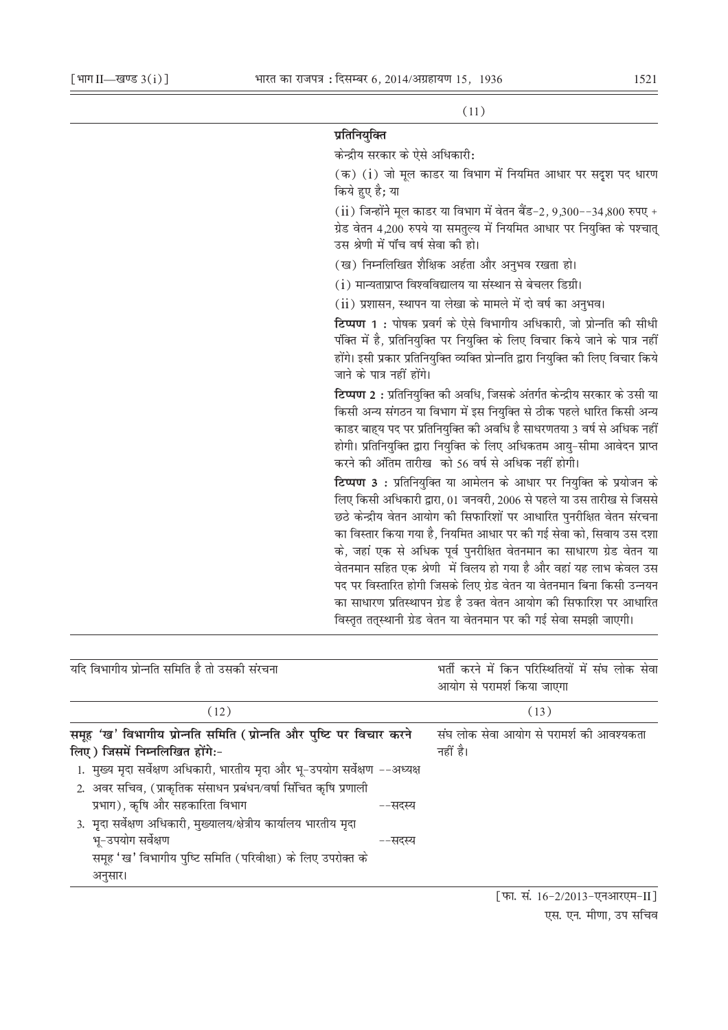(11)

**प्रतिनियुक्ति**

केन्द्रीय सरकार के ऐसे अधिकारी:

(क) (i) जो मूल काडर या विभाग में नियमित आधार पर सदृश पद धारण किये हुए है; या

(ii) जिन्होंने मूल काडर या विभाग में वेतन बैंड-2, 9,300--34,800 रुपए + ग्रेड वेतन 4,200 रुपये या समतुल्य में नियमित आधार पर नियुक्ति के पश्चात् उस श्रेणी में पाँच वर्ष सेवा की हो।

(ख) निम्नलिखित शैक्षिक अर्हता और अनुभव रखता हो।

(i) मान्यताप्राप्त विश्वविद्यालय या संस्थान से बेचलर डिग्री।

(ii) प्रशासन, स्थापन या लेखा के मामले में दो वर्ष का अनुभव।

**टिप्पण 1 :** पोषक प्रवर्ग के ऐसे विभागीय अधिकारी, जो प्रोन्नति की सीधी पंक्ति में है, प्रतिनियुक्ति पर नियुक्ति के लिए विचार किये जाने के पात्र नहीं होंगे। इसी प्रकार प्रतिनियुक्ति व्यक्ति प्रोन्नति द्वारा नियुक्ति की लिए विचार किये जाने के पात्र नहीं होंगे।

**टिप्पण 2 :** प्रतिनियुक्ति की अवधि, जिसके अंतर्गत केन्द्रीय सरकार के उसी या किसी अन्य संगठन या विभाग में इस नियुक्ति से ठीक पहले धारित किसी अन्य काडर बाह्य पद पर प्रतिनियुक्ति की अवधि है साधरणतया 3 वर्ष से अधिक नहीं होगी। प्रतिनियुक्ति द्वारा नियुक्ति के लिए अधिकतम आयु-सीमा आवेदन प्राप्त करने की अंतिम तारीख को 56 वर्ष से अधिक नहीं होगी।

**टिप्पण 3 :** प्रतिनियुक्ति या आमेलन के आधार पर नियुक्ति के प्रयोजन के लिए किसी अधिकारी द्वारा, 01 जनवरी, 2006 से पहले या उस तारीख से जिससे छठे केन्द्रीय वेतन आयोग की सिफारिशों पर आधारित पुनरीक्षित वेतन संरचना का विस्तार किया गया है, नियमित आधार पर की गई सेवा को, सिवाय उस दशा के, जहां एक से अधिक पूर्व पुनरीक्षित वेतनमान का साधारण ग्रेड वेतन या वेतनमान सहित एक श्रेणी में विलय हो गया है और वहां यह लाभ केवल उस पद पर विस्तारित होगी जिसके लिए ग्रेड वेतन या वेतनमान बिना किसी उन्नयन का साधारण प्रतिस्थापन ग्रेड है उक्त वेतन आयोग की सिफारिश पर आधारित विस्तृत तत्स्थानी ग्रेड वेतन या वेतनमान पर की गई सेवा समझी जाएगी।

| यदि विभागीय प्रोन्नति समिति है तो उसकी संरचना | भर्ती करने में किन परिस्थितियों में संघ लोक सेवा आयोग से परामर्श किया जाएगा |
|---|---|
| (12) | (13) |
| **समूह 'ख' विभागीय प्रोन्नति समिति (प्रोन्नति और पुष्टि पर विचार करने लिए) जिसमें निम्नलिखित होंगे:-**<br>1. मुख्य मृदा सर्वेक्षण अधिकारी, भारतीय मृदा और भू-उपयोग सर्वेक्षण --अध्यक्ष<br>2. अवर सचिव, (प्राकृतिक संसाधन प्रबंधन/वर्षा सिंचित कृषि प्रणाली प्रभाग), कृषि और सहकारिता विभाग --सदस्य<br>3. मृदा सर्वेक्षण अधिकारी, मुख्यालय/क्षेत्रीय कार्यालय भारतीय मृदा भू-उपयोग सर्वेक्षण --सदस्य<br>समूह 'ख' विभागीय पुष्टि समिति (परिवीक्षा) के लिए उपरोक्त के अनुसार। | संघ लोक सेवा आयोग से परामर्श की आवश्यकता नहीं है। |

[फा. सं. 16-2/2013-एनआरएम-II]

एस. एन. मीणा, उप सचिव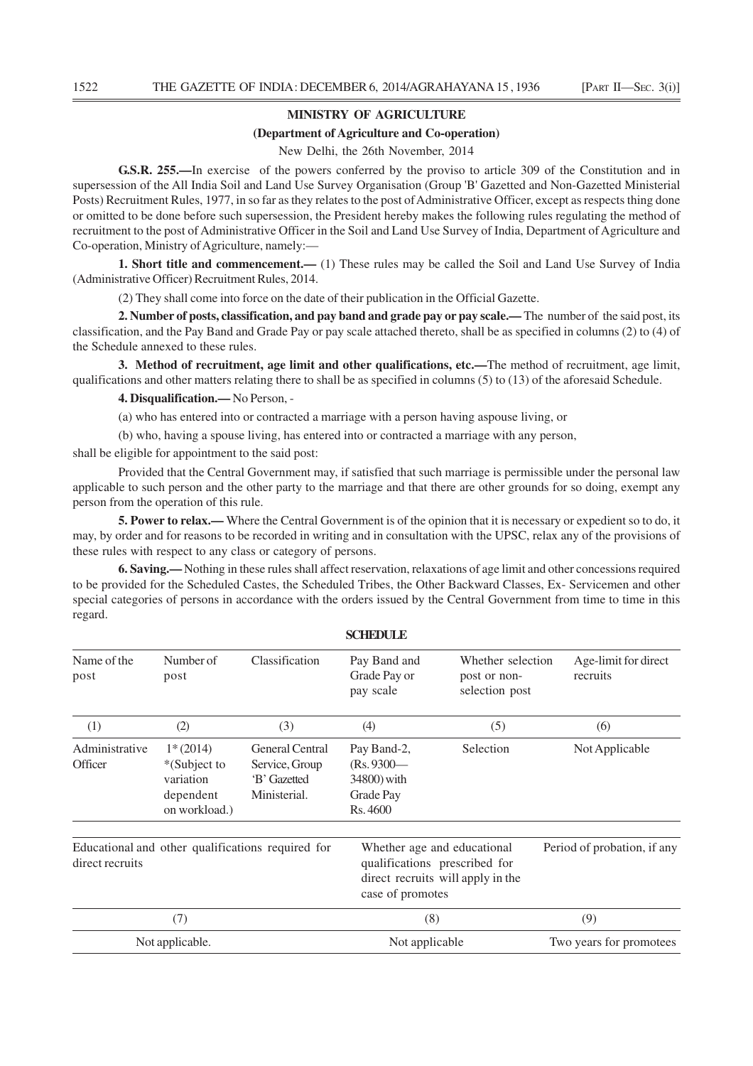## MINISTRY OF AGRICULTURE

### (Department of Agriculture and Co-operation)

New Delhi, the 26th November, 2014

**G.S.R. 255.—**In exercise of the powers conferred by the proviso to article 309 of the Constitution and in supersession of the All India Soil and Land Use Survey Organisation (Group 'B' Gazetted and Non-Gazetted Ministerial Posts) Recruitment Rules, 1977, in so far as they relates to the post of Administrative Officer, except as respects thing done or omitted to be done before such supersession, the President hereby makes the following rules regulating the method of recruitment to the post of Administrative Officer in the Soil and Land Use Survey of India, Department of Agriculture and Co-operation, Ministry of Agriculture, namely:—

**1. Short title and commencement.—** (1) These rules may be called the Soil and Land Use Survey of India (Administrative Officer) Recruitment Rules, 2014.

(2) They shall come into force on the date of their publication in the Official Gazette.

**2. Number of posts, classification, and pay band and grade pay or pay scale.—** The number of the said post, its classification, and the Pay Band and Grade Pay or pay scale attached thereto, shall be as specified in columns (2) to (4) of the Schedule annexed to these rules.

**3. Method of recruitment, age limit and other qualifications, etc.—**The method of recruitment, age limit, qualifications and other matters relating there to shall be as specified in columns (5) to (13) of the aforesaid Schedule.

**4. Disqualification.—** No Person, -

(a) who has entered into or contracted a marriage with a person having aspouse living, or

(b) who, having a spouse living, has entered into or contracted a marriage with any person,

shall be eligible for appointment to the said post:

Provided that the Central Government may, if satisfied that such marriage is permissible under the personal law applicable to such person and the other party to the marriage and that there are other grounds for so doing, exempt any person from the operation of this rule.

**5. Power to relax.—** Where the Central Government is of the opinion that it is necessary or expedient so to do, it may, by order and for reasons to be recorded in writing and in consultation with the UPSC, relax any of the provisions of these rules with respect to any class or category of persons.

**6. Saving.—** Nothing in these rules shall affect reservation, relaxations of age limit and other concessions required to be provided for the Scheduled Castes, the Scheduled Tribes, the Other Backward Classes, Ex- Servicemen and other special categories of persons in accordance with the orders issued by the Central Government from time to time in this regard.

**SCHEDULE**

| Name of the post | Number of post | Classification | Pay Band and Grade Pay or pay scale | Whether selection post or non-selection post | Age-limit for direct recruits |
|---|---|---|---|---|---|
| (1) | (2) | (3) | (4) | (5) | (6) |
| Administrative Officer | 1*(2014) *(Subject to variation dependent on workload.) | General Central Service, Group 'B' Gazetted Ministerial. | Pay Band-2, (Rs. 9300—34800) with Grade Pay Rs. 4600 | Selection | Not Applicable |

| Educational and other qualifications required for direct recruits | Whether age and educational qualifications prescribed for direct recruits will apply in the case of promotes | Period of probation, if any |
|---|---|---|
| (7) | (8) | (9) |
| Not applicable. | Not applicable | Two years for promotees |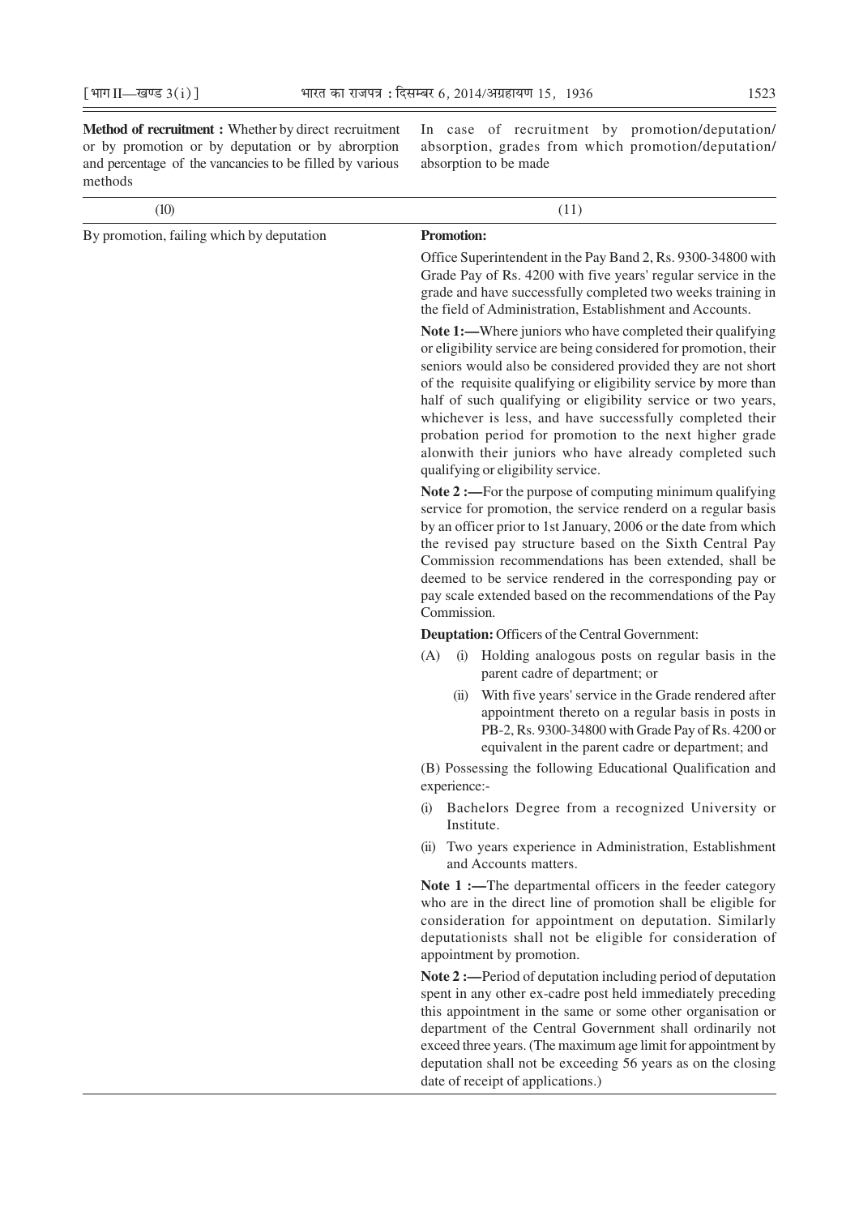| **Method of recruitment :** Whether by direct recruitment or by promotion or by deputation or by abrorption and percentage of the vancancies to be filled by various methods | In case of recruitment by promotion/deputation/ absorption, grades from which promotion/deputation/ absorption to be made |
|---|---|
| (10) | (11) |
| By promotion, failing which by deputation | **Promotion:**<br><br>Office Superintendent in the Pay Band 2, Rs. 9300-34800 with Grade Pay of Rs. 4200 with five years' regular service in the grade and have successfully completed two weeks training in the field of Administration, Establishment and Accounts.<br><br>**Note 1:—**Where juniors who have completed their qualifying or eligibility service are being considered for promotion, their seniors would also be considered provided they are not short of the requisite qualifying or eligibility service by more than half of such qualifying or eligibility service or two years, whichever is less, and have successfully completed their probation period for promotion to the next higher grade alonwith their juniors who have already completed such qualifying or eligibility service.<br><br>**Note 2 :—**For the purpose of computing minimum qualifying service for promotion, the service renderd on a regular basis by an officer prior to 1st January, 2006 or the date from which the revised pay structure based on the Sixth Central Pay Commission recommendations has been extended, shall be deemed to be service rendered in the corresponding pay or pay scale extended based on the recommendations of the Pay Commission.<br><br>**Deuptation:** Officers of the Central Government:<br><br>(A) (i) Holding analogous posts on regular basis in the parent cadre of department; or<br><br>(ii) With five years' service in the Grade rendered after appointment thereto on a regular basis in posts in PB-2, Rs. 9300-34800 with Grade Pay of Rs. 4200 or equivalent in the parent cadre or department; and<br><br>(B) Possessing the following Educational Qualification and experience:-<br><br>(i) Bachelors Degree from a recognized University or Institute.<br><br>(ii) Two years experience in Administration, Establishment and Accounts matters.<br><br>**Note 1 :—**The departmental officers in the feeder category who are in the direct line of promotion shall be eligible for consideration for appointment on deputation. Similarly deputationists shall not be eligible for consideration of appointment by promotion.<br><br>**Note 2 :—**Period of deputation including period of deputation spent in any other ex-cadre post held immediately preceding this appointment in the same or some other organisation or department of the Central Government shall ordinarily not exceed three years. (The maximum age limit for appointment by deputation shall not be exceeding 56 years as on the closing date of receipt of applications.) |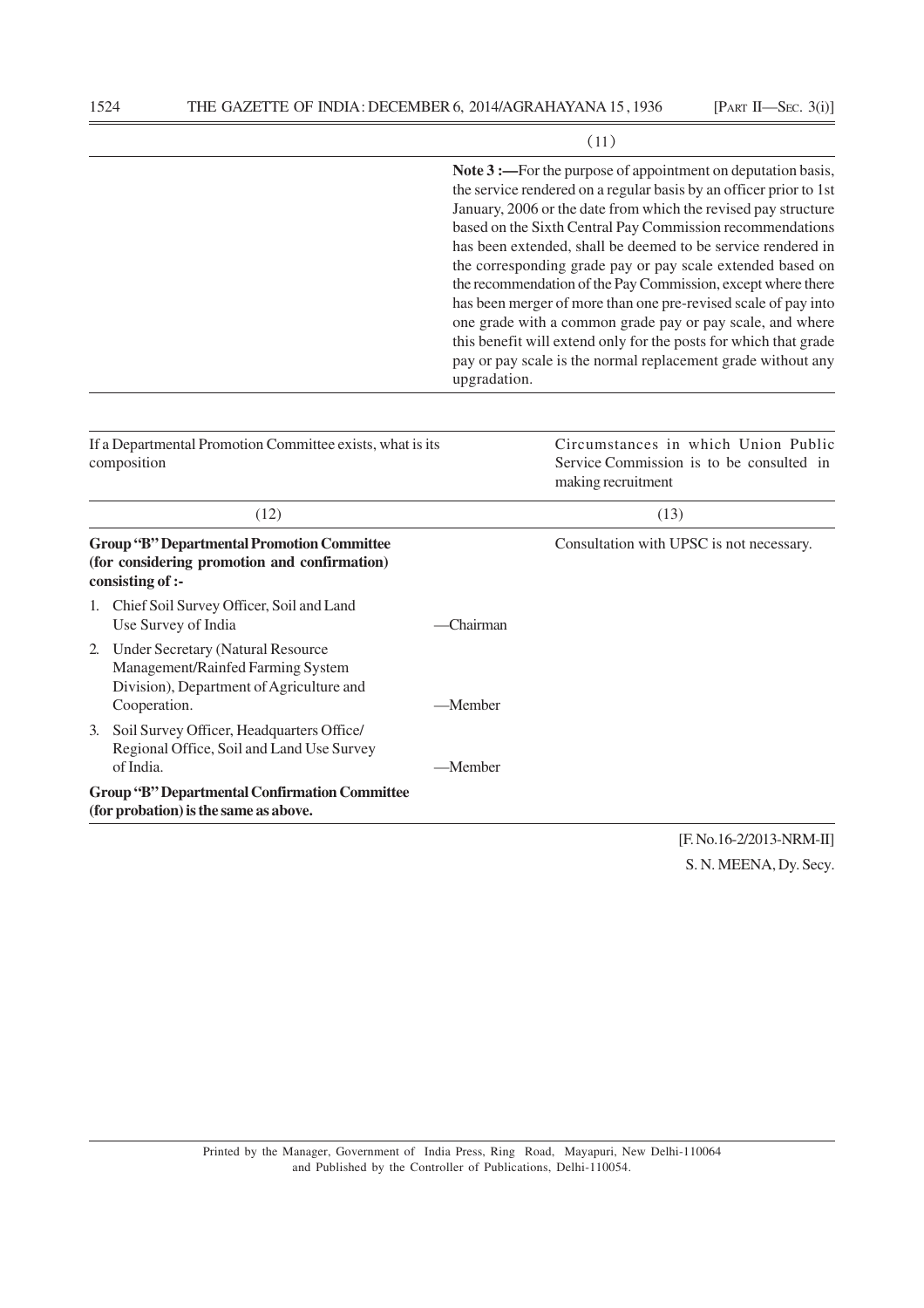| (11) |
|---|
| **Note 3 :—**For the purpose of appointment on deputation basis, the service rendered on a regular basis by an officer prior to 1st January, 2006 or the date from which the revised pay structure based on the Sixth Central Pay Commission recommendations has been extended, shall be deemed to be service rendered in the corresponding grade pay or pay scale extended based on the recommendation of the Pay Commission, except where there has been merger of more than one pre-revised scale of pay into one grade with a common grade pay or pay scale, and where this benefit will extend only for the posts for which that grade pay or pay scale is the normal replacement grade without any upgradation. |

| If a Departmental Promotion Committee exists, what is its composition | | Circumstances in which Union Public Service Commission is to be consulted in making recruitment |
|---|---|---|
| (12) | | (13) |
| **Group "B" Departmental Promotion Committee (for considering promotion and confirmation) consisting of :-** | | Consultation with UPSC is not necessary. |
| 1. Chief Soil Survey Officer, Soil and Land Use Survey of India | —Chairman | |
| 2. Under Secretary (Natural Resource Management/Rainfed Farming System Division), Department of Agriculture and Cooperation. | —Member | |
| 3. Soil Survey Officer, Headquarters Office/ Regional Office, Soil and Land Use Survey of India. | —Member | |
| **Group "B" Departmental Confirmation Committee (for probation) is the same as above.** | | |

[F. No.16-2/2013-NRM-II]

S. N. MEENA, Dy. Secy.

Printed by the Manager, Government of India Press, Ring Road, Mayapuri, New Delhi-110064 and Published by the Controller of Publications, Delhi-110054.